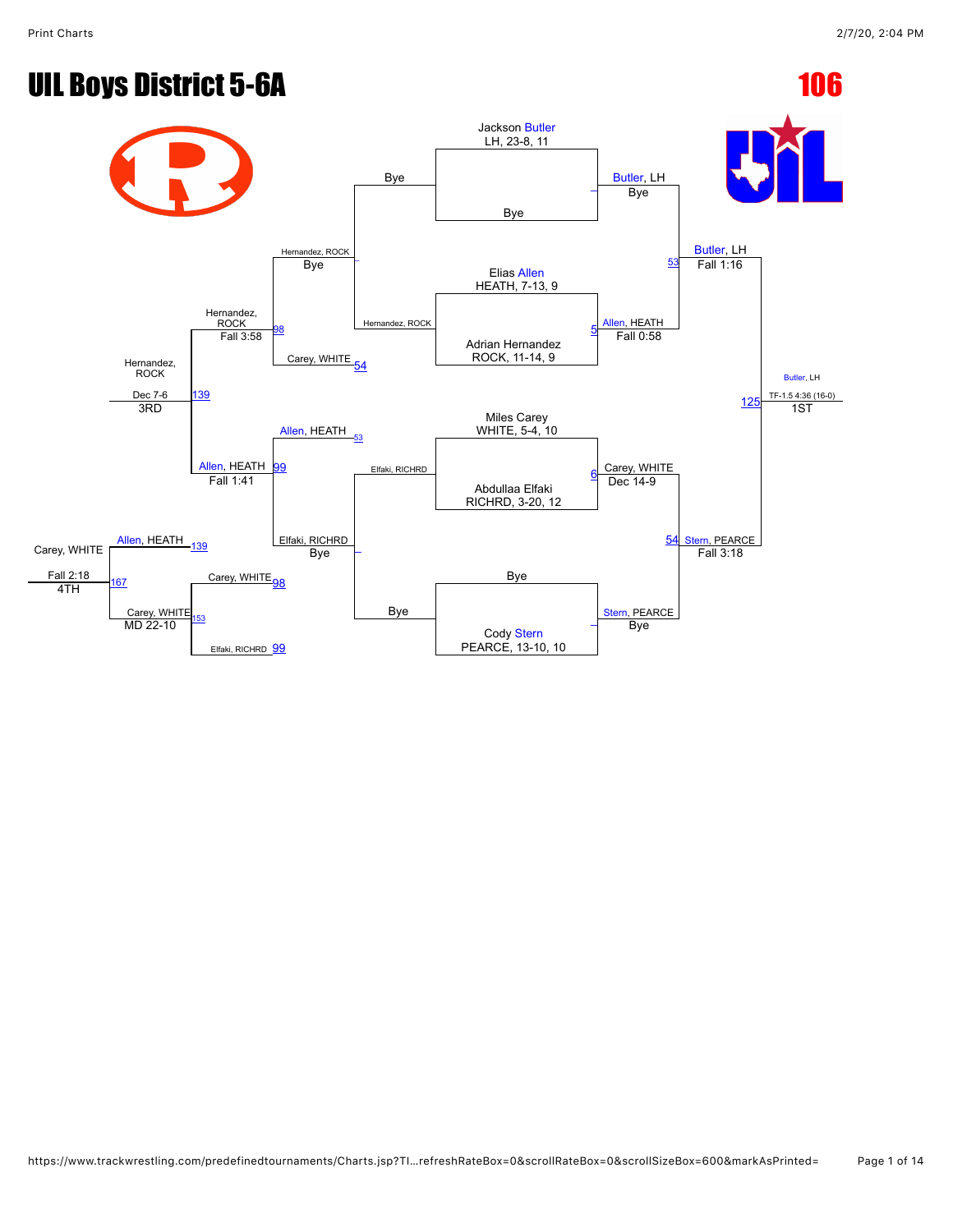# UIL Boys District 5-6A

106

Jackson Butler
LH, 23-8, 11

Bye

Bye

Butler, LH
Bye

Elias Allen
HEATH, 7-13, 9

Adrian Hernandez
ROCK, 11-14, 9

5 Allen, HEATH
Fall 0:58

53 Butler, LH
Fall 1:16

Hernandez, ROCK
Bye

Hernandez, ROCK

Carey, WHITE 54

Hernandez, ROCK
Fall 3:58
98

Hernandez, ROCK
Dec 7-6
139
3RD

Miles Carey
WHITE, 5-4, 10

Abdullaa Elfaki
RICHRD, 3-20, 12

6 Carey, WHITE
Dec 14-9

Elfaki, RICHRD

Allen, HEATH 53

Allen, HEATH 99
Fall 1:41

Elfaki, RICHRD
Bye

Bye

Bye

Cody Stern
PEARCE, 13-10, 10

Stern, PEARCE
Bye

54 Stern, PEARCE
Fall 3:18

125 Butler, LH
TF-1.5 4:36 (16-0)
1ST

Allen, HEATH 139

Carey, WHITE
Fall 2:18
167
4TH

Carey, WHITE 98

Carey, WHITE 153
MD 22-10

Elfaki, RICHRD 99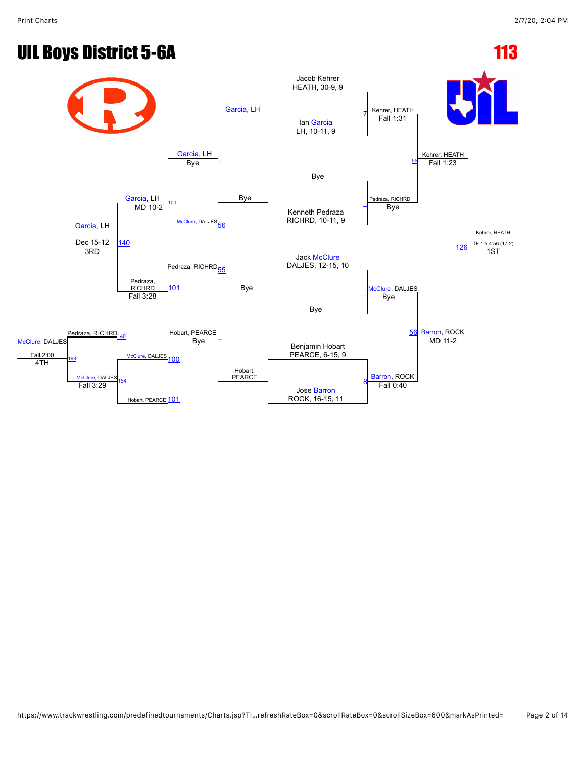# UIL Boys District 5-6A

113

Jacob Kehrer
HEATH, 30-9, 9

Garcia, LH

Ian Garcia
LH, 10-11, 9

7

Kehrer, HEATH
Fall 1:31

Garcia, LH
Bye

Kehrer, HEATH
Fall 1:23

55

Bye

Garcia, LH
MD 10-2

100

Bye

Kenneth Pedraza
RICHRD, 10-11, 9

Pedraza, RICHRD
Bye

McClure, DALJES 56

Garcia, LH

Dec 15-12
3RD

140

Kehrer, HEATH

126

TF-1.5 4:56 (17-2)
1ST

Pedraza, RICHRD 55

Jack McClure
DALJES, 12-15, 10

Pedraza, RICHRD
Fall 3:28

101

Bye

McClure, DALJES
Bye

Bye

Hobart, PEARCE
Bye

56 Barron, ROCK
MD 11-2

Pedraza, RICHRD 140

McClure, DALJES

Benjamin Hobart
PEARCE, 6-15, 9

Fall 2:00
4TH

168

McClure, DALJES 100

Hobart, PEARCE

8

Barron, ROCK
Fall 0:40

McClure, DALJES 154
Fall 3:29

Jose Barron
ROCK, 16-15, 11

Hobart, PEARCE 101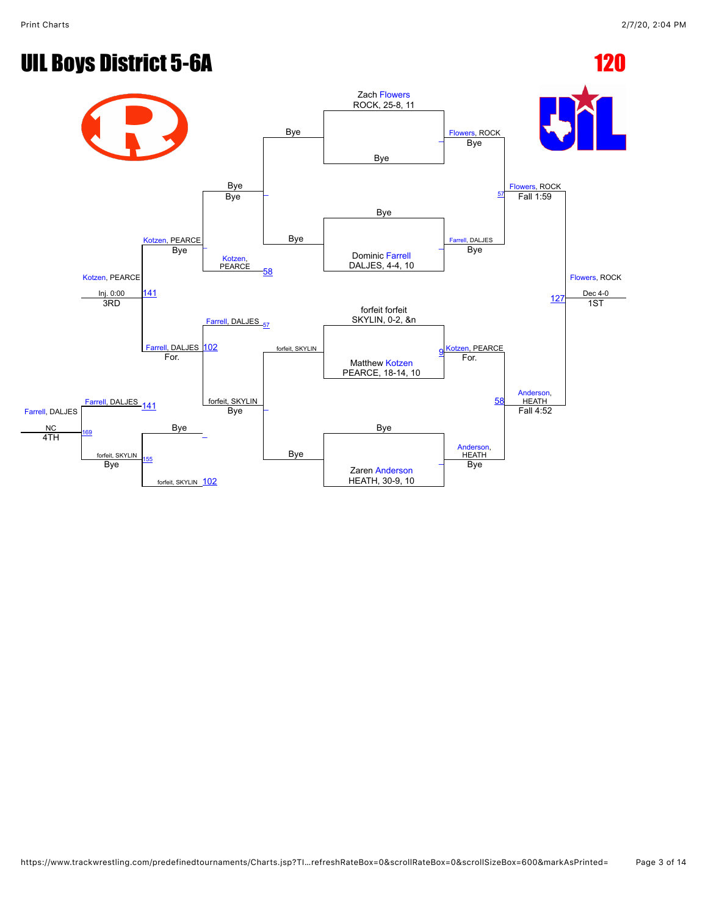# UIL Boys District 5-6A

# 120

Zach Flowers
ROCK, 25-8, 11

Bye

Bye

Flowers, ROCK
Bye

Bye
Bye

Flowers, ROCK
57 Fall 1:59

Bye

Bye

Farrell, DALJES
Bye

Dominic Farrell
DALJES, 4-4, 10

Kotzen, PEARCE
Bye

Kotzen, PEARCE
58

Kotzen, PEARCE
Inj. 0:00
3RD

141

Flowers, ROCK
Dec 4-0
127 1ST

forfeit forfeit
SKYLIN, 0-2, &n

Farrell, DALJES 57

Farrell, DALJES 102
For.

forfeit, SKYLIN

Matthew Kotzen
PEARCE, 18-14, 10

9 Kotzen, PEARCE
For.

Anderson, HEATH
58 Fall 4:52

Farrell, DALJES 141

forfeit, SKYLIN
Bye

Farrell, DALJES
NC
4TH

169

Bye

Bye

Bye

Anderson, HEATH
Bye

forfeit, SKYLIN
Bye
155

Zaren Anderson
HEATH, 30-9, 10

forfeit, SKYLIN 102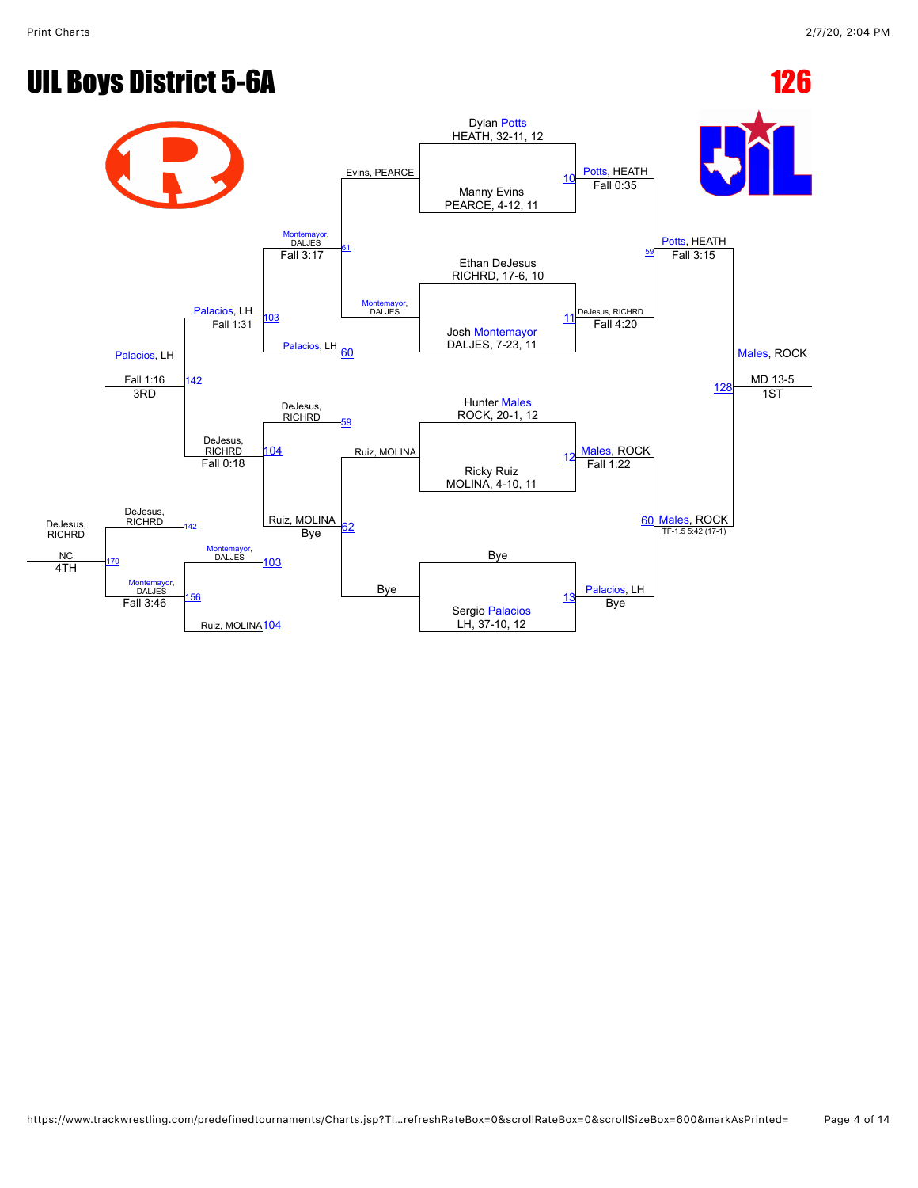# UIL Boys District 5-6A

126

Dylan Potts
HEATH, 32-11, 12

Evins, PEARCE

Manny Evins
PEARCE, 4-12, 11

10 Potts, HEATH
Fall 0:35

Montemayor, DALJES
Fall 3:17
61

Potts, HEATH
Fall 3:15
59

Ethan DeJesus
RICHRD, 17-6, 10

Palacios, LH
Fall 1:31
103

Montemayor, DALJES

Josh Montemayor
DALJES, 7-23, 11

11 DeJesus, RICHRD
Fall 4:20

Palacios, LH 60

Palacios, LH

Fall 1:16
3RD
142

Males, ROCK

128 MD 13-5
1ST

DeJesus, RICHRD 59

Hunter Males
ROCK, 20-1, 12

DeJesus, RICHRD
Fall 0:18
104

Ruiz, MOLINA

Ricky Ruiz
MOLINA, 4-10, 11

12 Males, ROCK
Fall 1:22

DeJesus, RICHRD 142

Ruiz, MOLINA
Bye
62

60 Males, ROCK
TF-1.5 5:42 (17-1)

DeJesus, RICHRD

NC
4TH
170

Montemayor, DALJES 103

Bye

Montemayor, DALJES
Fall 3:46
156

Bye

Sergio Palacios
LH, 37-10, 12

13 Palacios, LH
Bye

Ruiz, MOLINA 104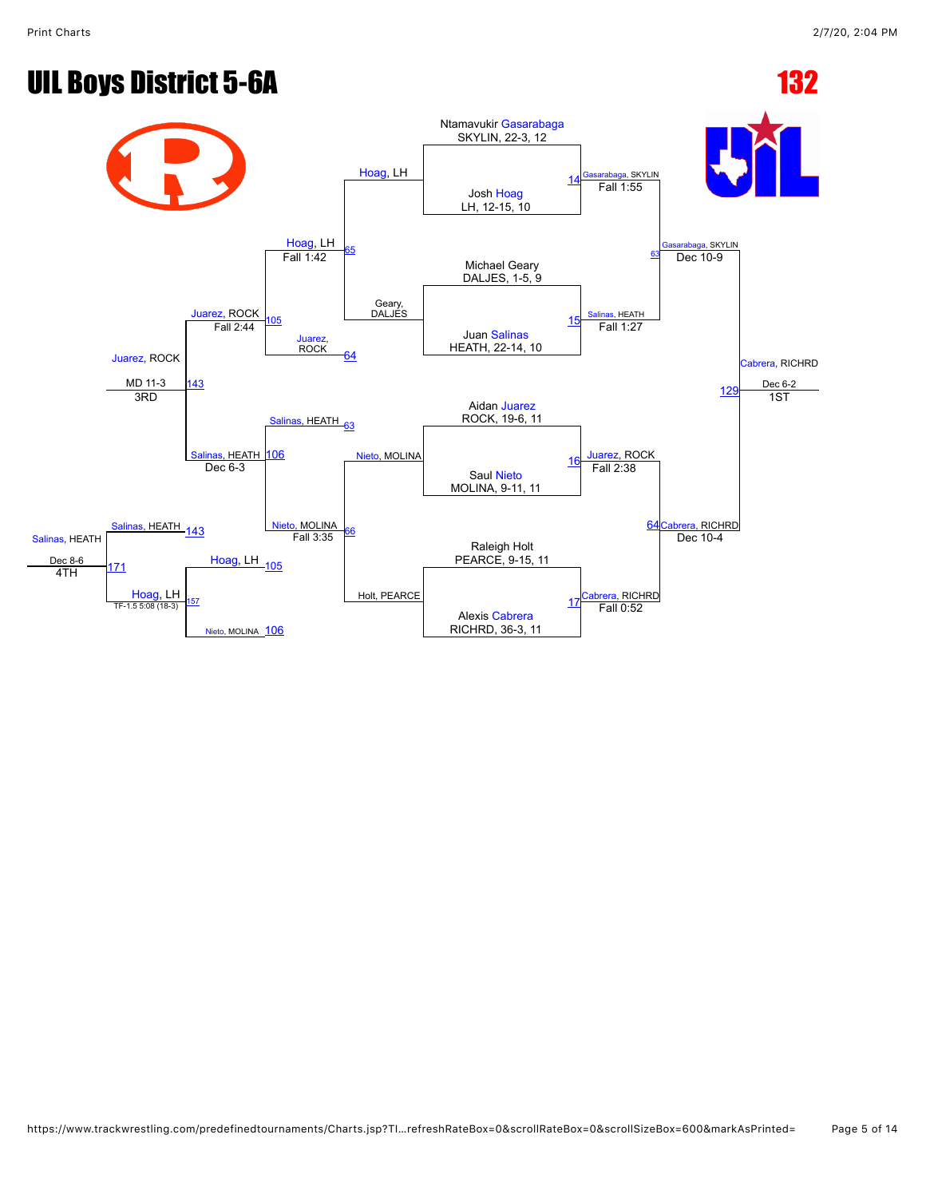# UIL Boys District 5-6A

## 132

Ntamavukir Gasarabaga
SKYLIN, 22-3, 12

Josh Hoag
LH, 12-15, 10

Michael Geary
DALJES, 1-5, 9

Juan Salinas
HEATH, 22-14, 10

Aidan Juarez
ROCK, 19-6, 11

Saul Nieto
MOLINA, 9-11, 11

Raleigh Holt
PEARCE, 9-15, 11

Alexis Cabrera
RICHRD, 36-3, 11

14 Gasarabaga, SKYLIN
Fall 1:55

15 Salinas, HEATH
Fall 1:27

16 Juarez, ROCK
Fall 2:38

17 Cabrera, RICHRD
Fall 0:52

63 Gasarabaga, SKYLIN
Dec 10-9

64 Cabrera, RICHRD
Dec 10-4

129 Cabrera, RICHRD
Dec 6-2
1ST

Hoag, LH

Geary, DALJES

Nieto, MOLINA

Holt, PEARCE

65 Hoag, LH
Fall 1:42

Juarez, ROCK 64

Salinas, HEATH 63

66 Nieto, MOLINA
Fall 3:35

105 Juarez, ROCK
Fall 2:44

106 Salinas, HEATH
Dec 6-3

143 Juarez, ROCK
MD 11-3
3RD

Salinas, HEATH 143

Hoag, LH 105

157 Hoag, LH
TF-1.5 5:08 (18-3)

Nieto, MOLINA 106

171 Salinas, HEATH
Dec 8-6
4TH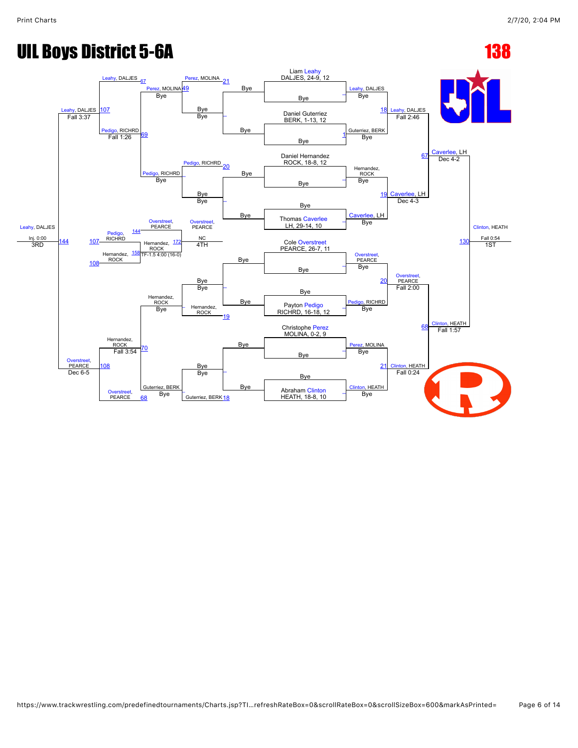# UIL Boys District 5-6A

138

Liam Leahy
DALJES, 24-9, 12

Bye

Daniel Guterriez
BERK, 1-13, 12

Bye

Daniel Hernandez
ROCK, 18-8, 12

Bye

Bye

Thomas Caverlee
LH, 29-14, 10

Cole Overstreet
PEARCE, 26-7, 11

Bye

Bye

Payton Pedigo
RICHRD, 16-18, 12

Christophe Perez
MOLINA, 0-2, 9

Bye

Bye

Abraham Clinton
HEATH, 18-8, 10

Leahy, DALJES
Bye

18 Leahy, DALJES
Fall 2:46

1 Guterriez, BERK
Bye

Hernandez, ROCK
Bye

19 Caverlee, LH
Dec 4-3

Caverlee, LH
Bye

67 Caverlee, LH
Dec 4-2

Overstreet, PEARCE
Bye

20 Overstreet, PEARCE
Fall 2:00

Pedigo, RICHRD
Bye

Perez, MOLINA
Bye

21 Clinton, HEATH
Fall 0:24

Clinton, HEATH
Bye

68 Clinton, HEATH
Fall 1:57

130 Clinton, HEATH
Fall 0:54
1ST

Leahy, DALJES 67
Perez, MOLINA 49
Bye
Perez, MOLINA 21
Bye
Bye

Leahy, DALJES 107
Fall 3:37

Pedigo, RICHRD 69
Fall 1:26

Pedigo, RICHRD
Bye
Pedigo, RICHRD 20
Bye
Bye

Leahy, DALJES 144
Inj. 0:00
3RD

Pedigo, RICHRD 144 107
Hernandez, ROCK 158 108
TF-1.5 4:00 (16-0)

Overstreet, PEARCE
Hernandez, ROCK 172

Overstreet, PEARCE
NC
4TH

Hernandez, ROCK
Bye
Hernandez, ROCK 19
Bye
Bye

Hernandez, ROCK 70
Fall 3:54

Overstreet, PEARCE 108
Dec 6-5

Overstreet, PEARCE 68

Guterriez, BERK
Bye
Guterriez, BERK 18
Bye
Bye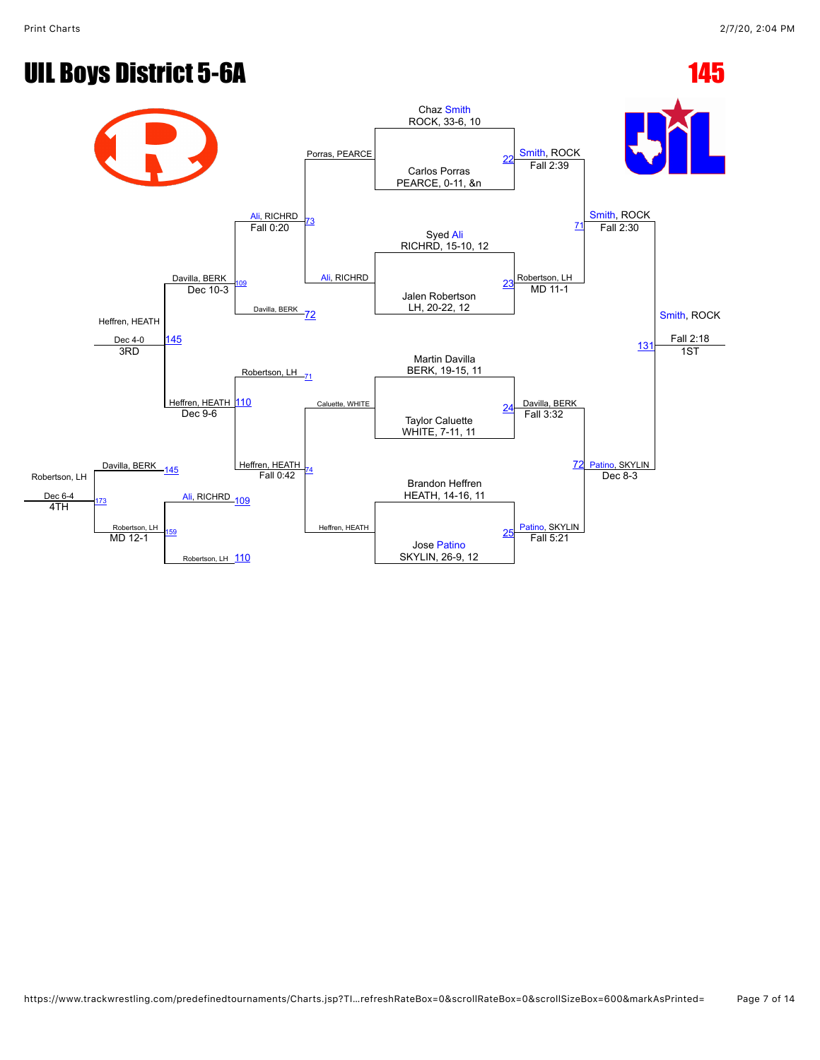# UIL Boys District 5-6A

## 145

### Championship Bracket

**Quarterfinals / Seeds**

- Chaz Smith — ROCK, 33-6, 10
- Carlos Porras — PEARCE, 0-11, &n
- Syed Ali — RICHRD, 15-10, 12
- Jalen Robertson — LH, 20-22, 12
- Martin Davilla — BERK, 19-15, 11
- Taylor Caluette — WHITE, 7-11, 11
- Brandon Heffren — HEATH, 14-16, 11
- Jose Patino — SKYLIN, 26-9, 12

**Round results**

| Match | Winner | Result |
| --- | --- | --- |
| 22 | Smith, ROCK | Fall 2:39 |
| 23 | Robertson, LH | MD 11-1 |
| 24 | Davilla, BERK | Fall 3:32 |
| 25 | Patino, SKYLIN | Fall 5:21 |
| 71 | Smith, ROCK | Fall 2:30 |
| 72 | Patino, SKYLIN | Dec 8-3 |
| 131 | Smith, ROCK | Fall 2:18 — 1ST |

### Consolation Bracket

| Match | Competitors | Winner | Result |
| --- | --- | --- | --- |
| 73 | Porras, PEARCE / Ali, RICHRD | Ali, RICHRD | Fall 0:20 |
| 74 | Caluette, WHITE / Heffren, HEATH | Heffren, HEATH | Fall 0:42 |
| 109 | Ali, RICHRD / Davilla, BERK | Davilla, BERK | Dec 10-3 |
| 110 | Robertson, LH / Heffren, HEATH | Heffren, HEATH | Dec 9-6 |
| 145 | Davilla, BERK / Heffren, HEATH | Heffren, HEATH | Dec 4-0 — 3RD |
| 159 | Ali, RICHRD / Robertson, LH | Robertson, LH | MD 12-1 |
| 173 | Davilla, BERK / Robertson, LH | Robertson, LH | Dec 6-4 — 4TH |

Placings: 1ST Smith, ROCK; 3RD Heffren, HEATH; 4TH Robertson, LH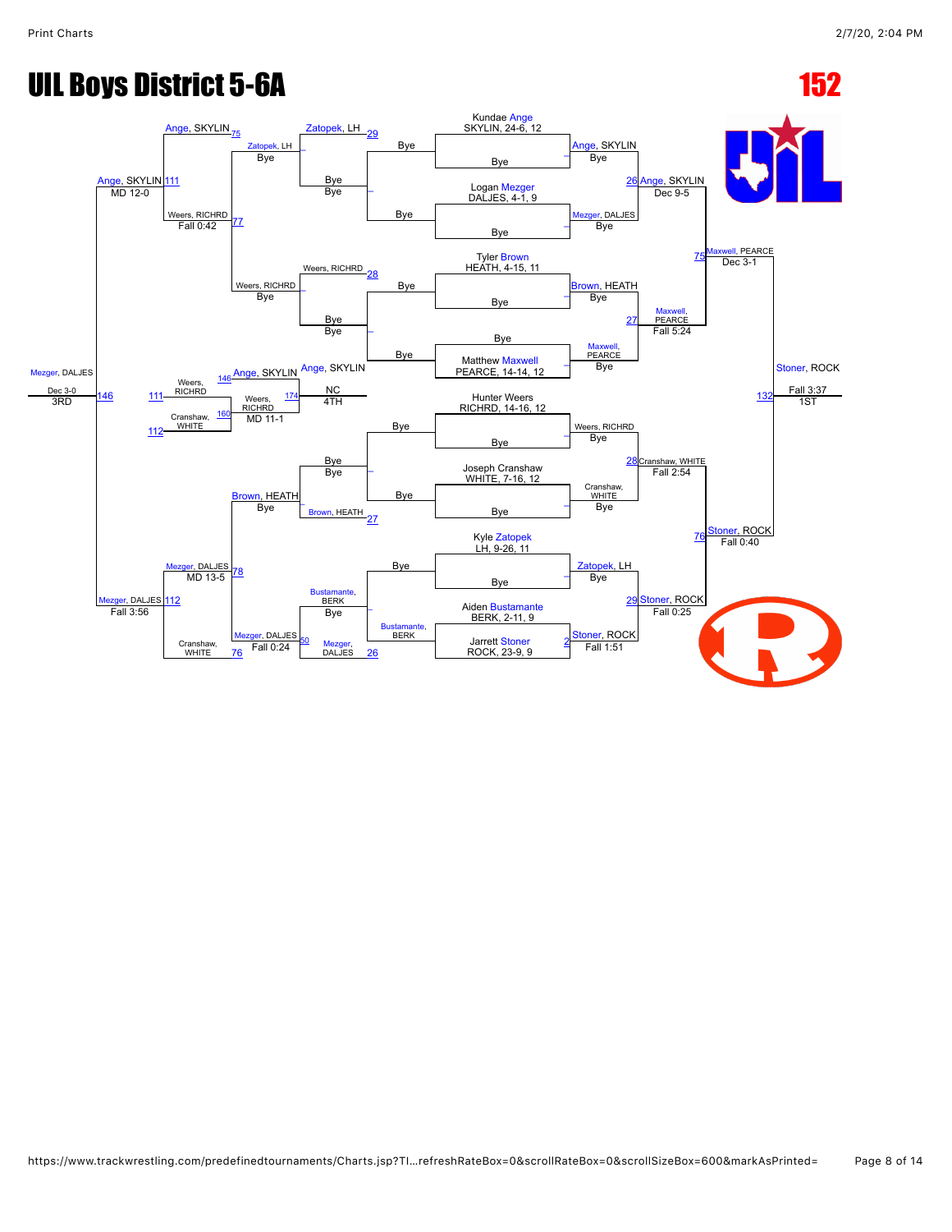# UIL Boys District 5-6A

152

Kundae Ange
SKYLIN, 24-6, 12
Bye

Logan Mezger
DALJES, 4-1, 9
Bye

Tyler Brown
HEATH, 4-15, 11
Bye

Bye
Matthew Maxwell
PEARCE, 14-14, 12

Hunter Weers
RICHRD, 14-16, 12
Bye

Joseph Cranshaw
WHITE, 7-16, 12
Bye

Kyle Zatopek
LH, 9-26, 11
Bye

Aiden Bustamante
BERK, 2-11, 9
Jarrett Stoner
ROCK, 23-9, 9

Ange, SKYLIN
Bye

Mezger, DALJES
Bye

Brown, HEATH
Bye

Maxwell, PEARCE
Bye

Weers, RICHRD
Bye

Cranshaw, WHITE
Bye

Zatopek, LH
Bye

Stoner, ROCK
Fall 1:51

26 Ange, SKYLIN
Dec 9-5

27 Maxwell, PEARCE
Fall 5:24

28 Cranshaw, WHITE
Fall 2:54

29 Stoner, ROCK
Fall 0:25

75 Maxwell, PEARCE
Dec 3-1

76 Stoner, ROCK
Fall 0:40

132 Stoner, ROCK
Fall 3:37
1ST

Bye
Bye
Bye
Bye
Bye
Bye
Bye
Bye

Zatopek, LH 29
Bye
Bye

Weers, RICHRD 28
Bye
Bye

Bye
Bye
Brown, HEATH 27

Bustamante, BERK
Bye
Bustamante, BERK
Mezger, DALJES 26

Zatopek, LH
Bye

Weers, RICHRD
Bye

Brown, HEATH
Bye

Mezger, DALJES 50
Fall 0:24

Ange, SKYLIN 75
Weers, RICHRD 77
Fall 0:42

Mezger, DALJES 78
MD 13-5
Cranshaw, WHITE 76

Ange, SKYLIN 111
MD 12-0

Mezger, DALJES 112
Fall 3:56

Ange, SKYLIN
NC
4TH

146 Ange, SKYLIN
174 Weers, RICHRD
MD 11-1

111 Weers, RICHRD
160 Cranshaw, WHITE
112

Mezger, DALJES
Dec 3-0
146
3RD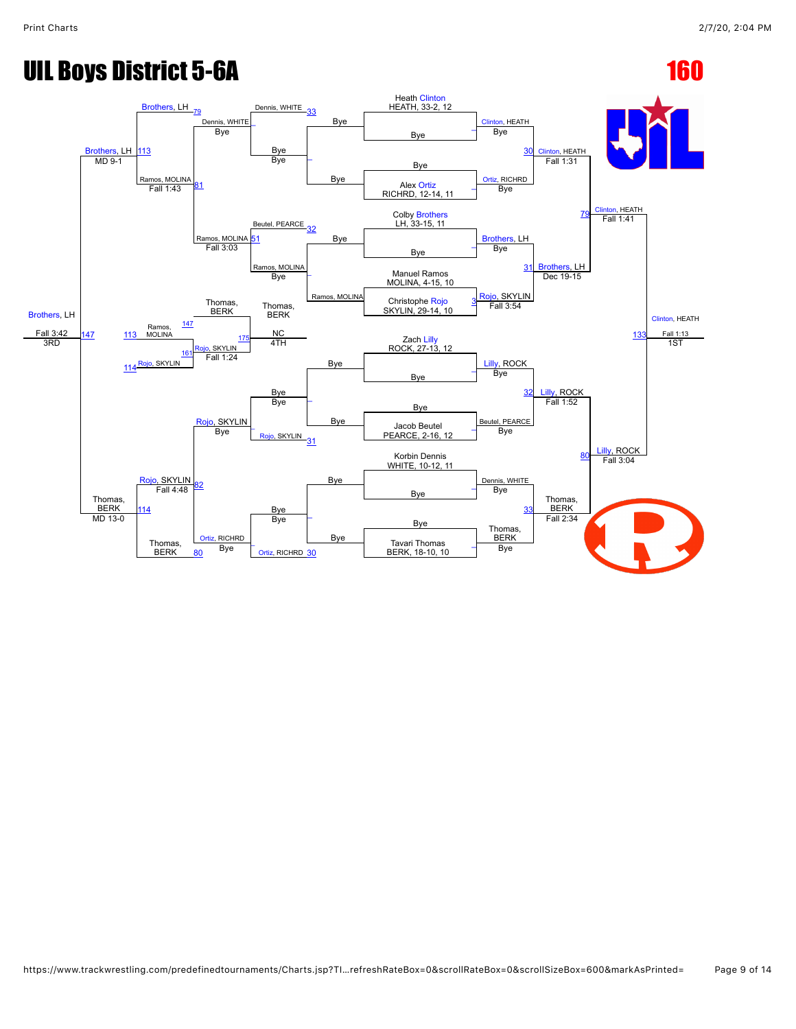# UIL Boys District 5-6A

# 160

Heath Clinton
HEATH, 33-2, 12

Bye

Bye

Alex Ortiz
RICHRD, 12-14, 11

Colby Brothers
LH, 33-15, 11

Bye

Manuel Ramos
MOLINA, 4-15, 10

Christophe Rojo
SKYLIN, 29-14, 10

Zach Lilly
ROCK, 27-13, 12

Bye

Bye

Jacob Beutel
PEARCE, 2-16, 12

Korbin Dennis
WHITE, 10-12, 11

Bye

Bye

Tavari Thomas
BERK, 18-10, 10

Clinton, HEATH
Bye

Ortiz, RICHRD
Bye

Brothers, LH
Bye

Rojo, SKYLIN
Fall 3:54

Lilly, ROCK
Bye

Beutel, PEARCE
Bye

Dennis, WHITE
Bye

Thomas, BERK
Bye

30 Clinton, HEATH
Fall 1:31

31 Brothers, LH
Dec 19-15

32 Lilly, ROCK
Fall 1:52

33 Thomas, BERK
Fall 2:34

79 Clinton, HEATH
Fall 1:41

80 Lilly, ROCK
Fall 3:04

133 Clinton, HEATH
Fall 1:13
1ST

Dennis, WHITE 33
Bye
Bye
Bye
Bye

Beutel, PEARCE 32
Bye
Ramos, MOLINA
Bye
Ramos, MOLINA

Bye
Bye
Bye
Rojo, SKYLIN 31

Bye
Bye
Bye
Ortiz, RICHRD 30

Brothers, LH 79
Dennis, WHITE
Bye

Ramos, MOLINA 81
Fall 1:43

Ramos, MOLINA 51
Fall 3:03

Thomas, BERK

Rojo, SKYLIN
Bye

Ortiz, RICHRD
Bye

Rojo, SKYLIN 82
Fall 4:48

Thomas, BERK 80

Brothers, LH 113
MD 9-1

Thomas, BERK 114
MD 13-0

Ramos, MOLINA 147
113

Rojo, SKYLIN 114

Rojo, SKYLIN 161
Fall 1:24

Thomas, BERK 175
NC
4TH

Brothers, LH 147
Fall 3:42
3RD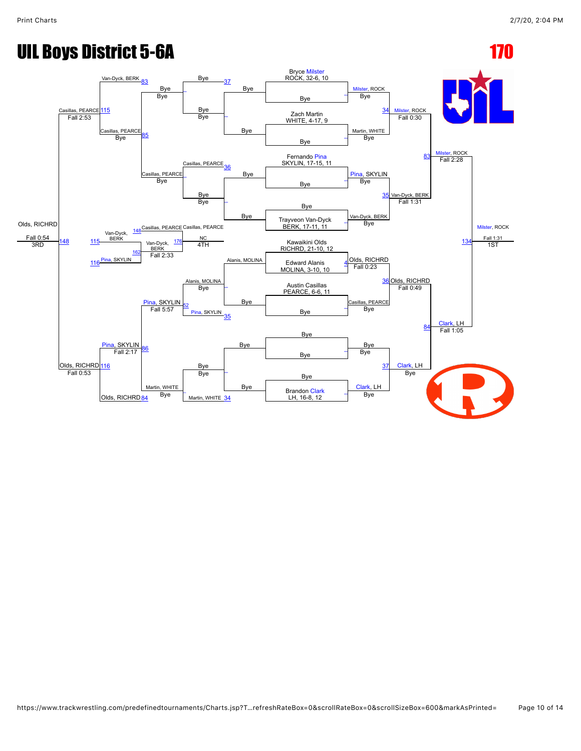# UIL Boys District 5-6A

170

Bryce Milster
ROCK, 32-6, 10
Bye

Zach Martin
WHITE, 4-17, 9
Bye

Fernando Pina
SKYLIN, 17-15, 11
Bye

Bye
Trayveon Van-Dyck
BERK, 17-11, 11

Kawaikini Olds
RICHRD, 21-10, 12
Edward Alanis
MOLINA, 3-10, 10

Austin Casillas
PEARCE, 6-6, 11
Bye

Bye
Bye

Bye
Brandon Clark
LH, 16-8, 12

Milster, ROCK
Bye
34 Milster, ROCK
Fall 0:30
Martin, WHITE
Bye

83 Milster, ROCK
Fall 2:28

Pina, SKYLIN
Bye
35 Van-Dyck, BERK
Fall 1:31
Van-Dyck, BERK
Bye

Milster, ROCK
134 Fall 1:31
1ST

4 Olds, RICHRD
Fall 0:23
36 Olds, RICHRD
Fall 0:49
Casillas, PEARCE
Bye

84 Clark, LH
Fall 1:05

Bye
Bye
37 Clark, LH
Bye
Clark, LH
Bye

Bye
Bye
Bye
Bye
Bye
Bye
Bye
Bye

37
Bye
Bye
Bye
Bye

Casillas, PEARCE 36
Bye
Bye

Van-Dyck, BERK 83
Bye
Bye
Casillas, PEARCE 115
Fall 2:53
Casillas, PEARCE 85
Bye
Casillas, PEARCE
Bye

Olds, RICHRD
Fall 0:54
148
3RD

Van-Dyck, BERK 148 Casillas, PEARCE
115
162
116 Pina, SKYLIN
Van-Dyck, BERK 176
Fall 2:33

Casillas, PEARCE
NC
4TH

Alanis, MOLINA
Alanis, MOLINA
Bye
Bye
Pina, SKYLIN 52
Fall 5:57
Pina, SKYLIN 35

Pina, SKYLIN 86
Fall 2:17
Olds, RICHRD 116
Fall 0:53
Bye
Bye
Bye
Bye
Martin, WHITE
Bye
Olds, RICHRD 84
Martin, WHITE 34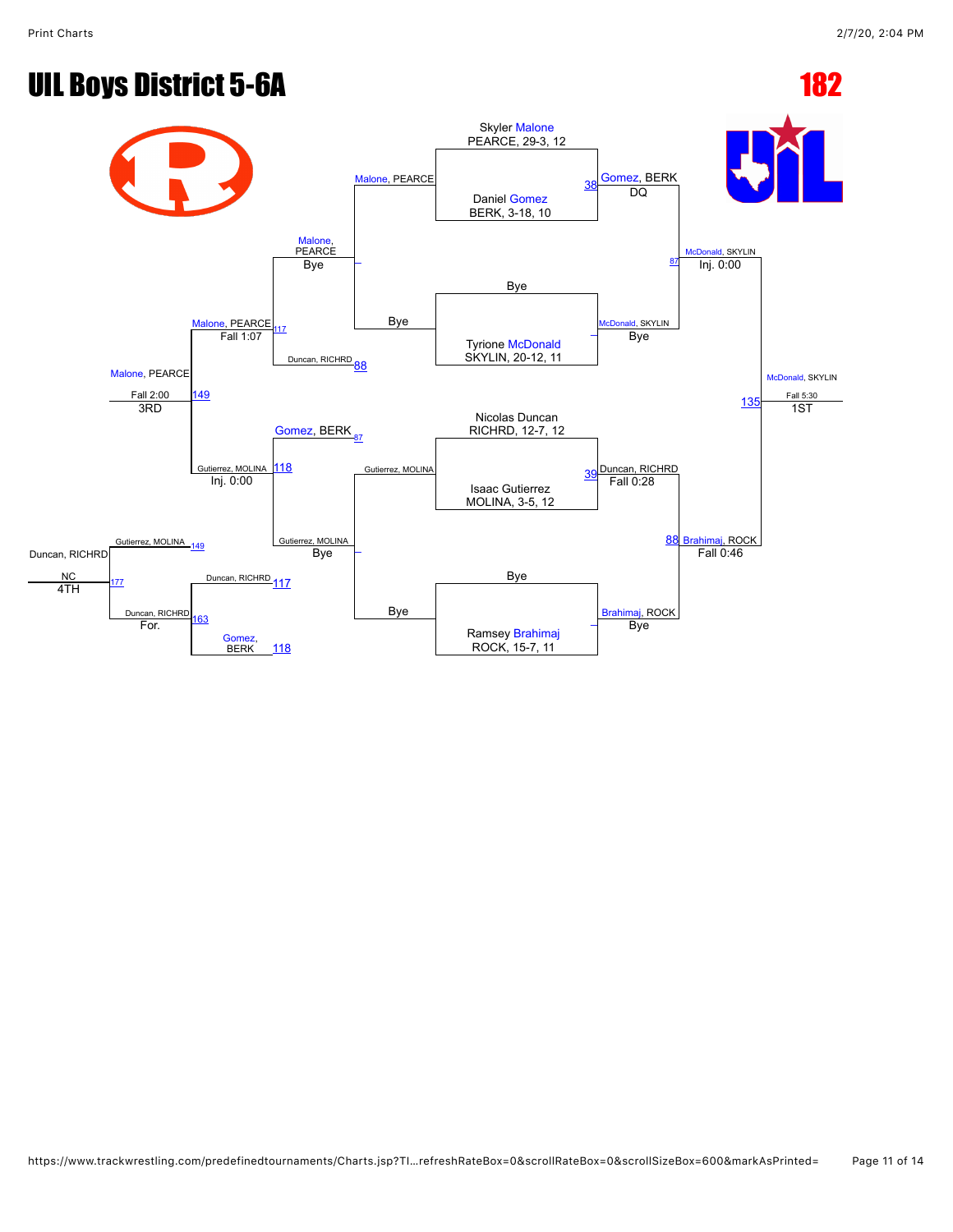# UIL Boys District 5-6A

182

Skyler Malone
PEARCE, 29-3, 12

Daniel Gomez
BERK, 3-18, 10

Malone, PEARCE

38 Gomez, BERK
DQ

Malone, PEARCE
Bye

Bye

Tyrione McDonald
SKYLIN, 20-12, 11

Bye

McDonald, SKYLIN
Bye

87 McDonald, SKYLIN
Inj. 0:00

Malone, PEARCE 117
Fall 1:07

Duncan, RICHRD 88

Malone, PEARCE
Fall 2:00
3RD

149

McDonald, SKYLIN
Fall 5:30
1ST

135

Gomez, BERK 87

Nicolas Duncan
RICHRD, 12-7, 12

Isaac Gutierrez
MOLINA, 3-5, 12

Gutierrez, MOLINA

39 Duncan, RICHRD
Fall 0:28

Gutierrez, MOLINA 118
Inj. 0:00

Gutierrez, MOLINA
Bye

88 Brahimaj, ROCK
Fall 0:46

Gutierrez, MOLINA 149

Duncan, RICHRD
NC
4TH

177

Duncan, RICHRD 117

Duncan, RICHRD 163
For.

Gomez, BERK 118

Bye

Ramsey Brahimaj
ROCK, 15-7, 11

Bye

Brahimaj, ROCK
Bye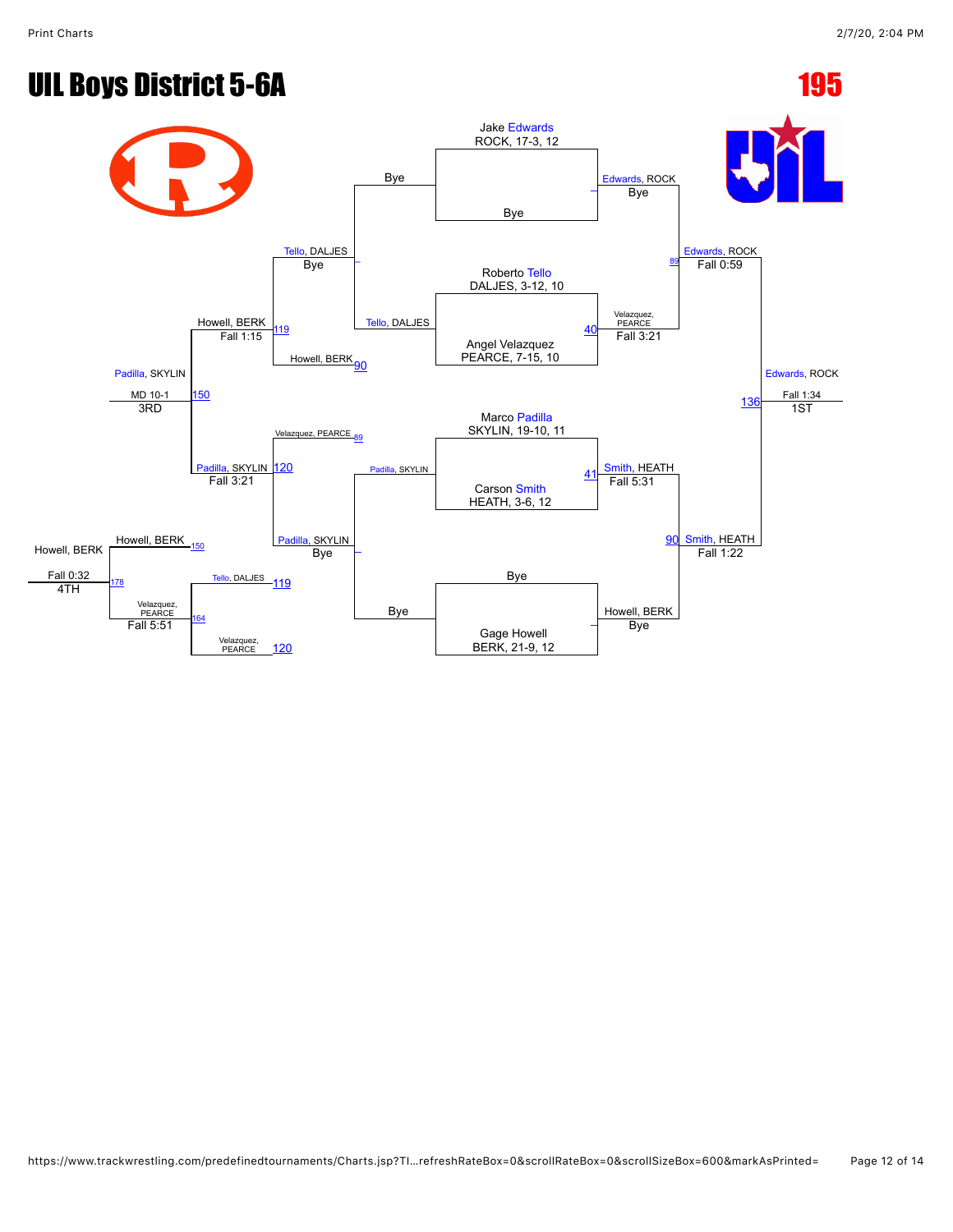# UIL Boys District 5-6A

## 195

Jake Edwards
ROCK, 17-3, 12

Bye

Bye

Edwards, ROCK
Bye

Tello, DALJES
Bye

Edwards, ROCK
89 Fall 0:59

Roberto Tello
DALJES, 3-12, 10

Howell, BERK
119 Fall 1:15

Tello, DALJES

Velazquez, PEARCE
40 Fall 3:21

Howell, BERK 90

Angel Velazquez
PEARCE, 7-15, 10

Padilla, SKYLIN
MD 10-1
150 3RD

Edwards, ROCK
136 Fall 1:34
1ST

Velazquez, PEARCE 89

Marco Padilla
SKYLIN, 19-10, 11

Padilla, SKYLIN 120
Fall 3:21

Padilla, SKYLIN

Smith, HEATH
41 Fall 5:31

Carson Smith
HEATH, 3-6, 12

Howell, BERK 150

Padilla, SKYLIN
Bye

Smith, HEATH
90 Fall 1:22

Howell, BERK
Fall 0:32
178 4TH

Tello, DALJES 119

Bye

Bye

Howell, BERK
Bye

Velazquez, PEARCE
164 Fall 5:51

Velazquez, PEARCE 120

Gage Howell
BERK, 21-9, 12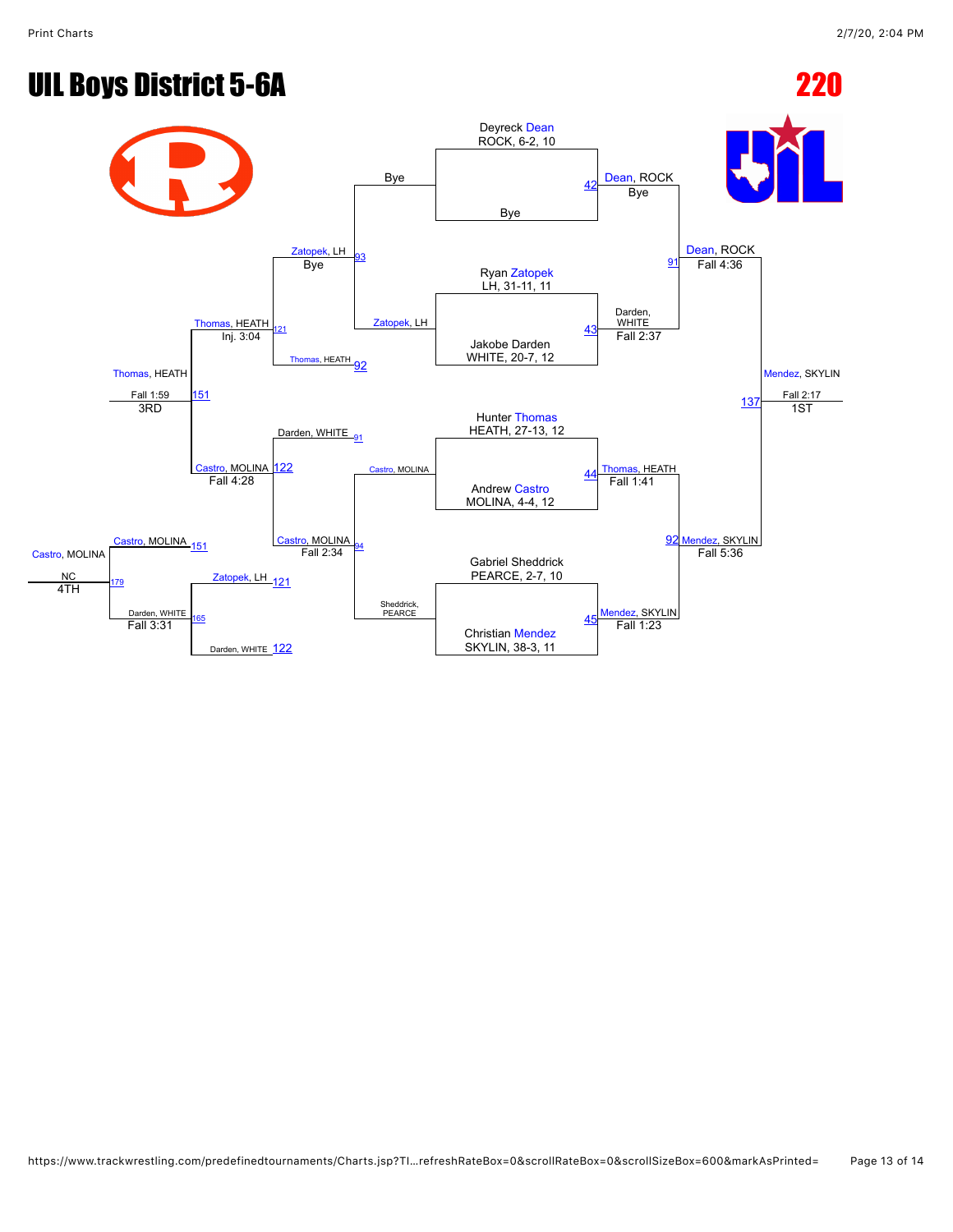# UIL Boys District 5-6A

220

Deyreck Dean
ROCK, 6-2, 10

Bye

42 Dean, ROCK
Bye

Ryan Zatopek
LH, 31-11, 11

Jakobe Darden
WHITE, 20-7, 12

43 Darden, WHITE
Fall 2:37

91 Dean, ROCK
Fall 4:36

Hunter Thomas
HEATH, 27-13, 12

Andrew Castro
MOLINA, 4-4, 12

44 Thomas, HEATH
Fall 1:41

Gabriel Sheddrick
PEARCE, 2-7, 10

Christian Mendez
SKYLIN, 38-3, 11

45 Mendez, SKYLIN
Fall 1:23

92 Mendez, SKYLIN
Fall 5:36

137 Mendez, SKYLIN
Fall 2:17
1ST

Bye
93 Zatopek, LH
Bye

Zatopek, LH
92 Thomas, HEATH

121 Thomas, HEATH
Inj. 3:04

Darden, WHITE 91
Castro, MOLINA

94 Castro, MOLINA
Fall 2:34

Sheddrick, PEARCE

122 Castro, MOLINA
Fall 4:28

151 Thomas, HEATH
Fall 1:59
3RD

151 Castro, MOLINA

121 Zatopek, LH

165 Darden, WHITE
Fall 3:31

122 Darden, WHITE

179 Castro, MOLINA
NC
4TH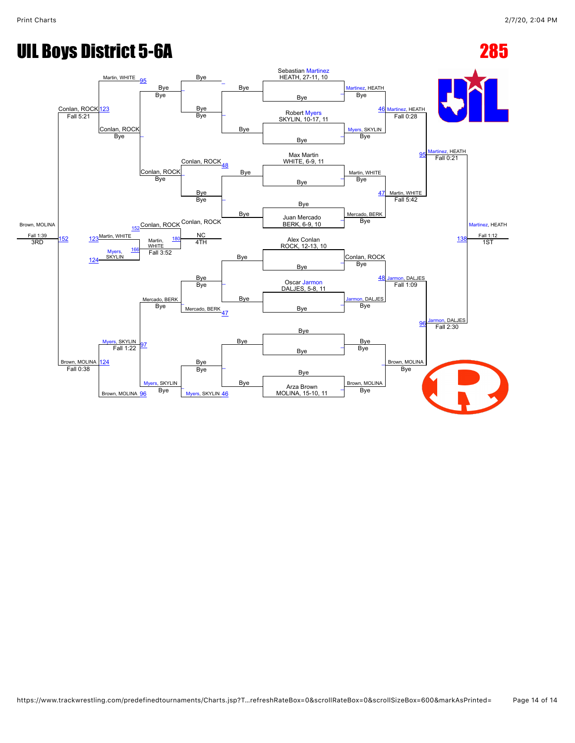# UIL Boys District 5-6A

## 285

Sebastian Martinez
HEATH, 27-11, 10

Bye

Robert Myers
SKYLIN, 10-17, 11

Bye

Max Martin
WHITE, 6-9, 11

Bye

Bye

Juan Mercado
BERK, 6-9, 10

Alex Conlan
ROCK, 12-13, 10

Bye

Oscar Jarmon
DALJES, 5-8, 11

Bye

Bye

Bye

Bye

Arza Brown
MOLINA, 15-10, 11

Martinez, HEATH
Bye

Myers, SKYLIN
Bye

Martin, WHITE
Bye

Mercado, BERK
Bye

Conlan, ROCK
Bye

Jarmon, DALJES
Bye

Bye
Bye

Brown, MOLINA
Bye

46 Martinez, HEATH
Fall 0:28

47 Martin, WHITE
Fall 5:42

48 Jarmon, DALJES
Fall 1:09

Brown, MOLINA
Bye

95 Martinez, HEATH
Fall 0:21

96 Jarmon, DALJES
Fall 2:30

Martinez, HEATH
Fall 1:12
138
1ST

Consolation:

Martin, WHITE 95
Bye
Bye

Conlan, ROCK 123
Fall 5:21

Conlan, ROCK
Bye

Conlan, ROCK
Bye

Conlan, ROCK 48

Bye
Bye

Bye
Bye

Brown, MOLINA
Fall 1:39
152
3RD

152 Conlan, ROCK

123 Martin, WHITE

Myers, SKYLIN 166

124

Martin, WHITE 180
Fall 3:52

Conlan, ROCK
NC
4TH

Bye
Bye

Mercado, BERK
Bye

Mercado, BERK 47

Myers, SKYLIN 97
Fall 1:22

Brown, MOLINA 124
Fall 0:38

Myers, SKYLIN
Bye

Bye
Bye

Brown, MOLINA 96

Myers, SKYLIN 46